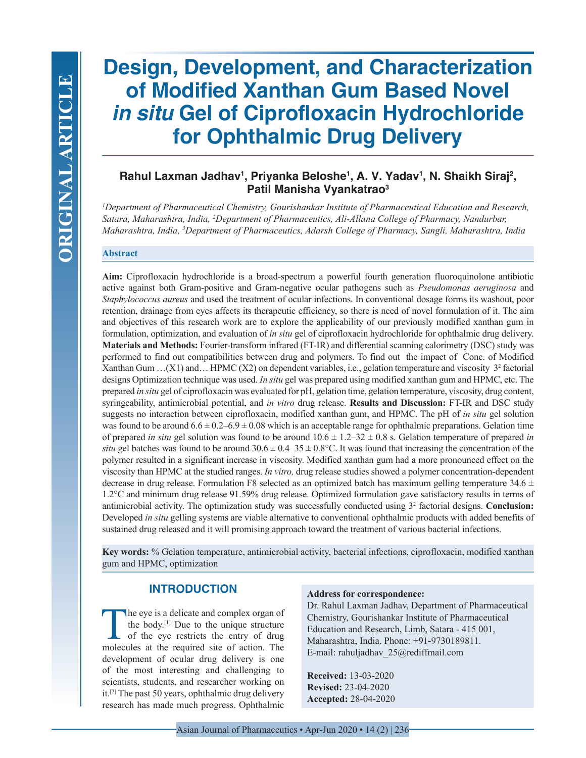ORIGINAL ARTICLE

# Design, Development, and Characterization of Modified Xanthan Gum Based Novel *in situ* Gel of Ciprofloxacin Hydrochloride for Ophthalmic Drug Delivery

**Rahul Laxman Jadhav[1], Priyanka Beloshe[1], A. V. Yadav[1], N. Shaikh Siraj[2], Patil Manisha Vyankatrao[3]**

*[1]Department of Pharmaceutical Chemistry, Gourishankar Institute of Pharmaceutical Education and Research, Satara, Maharashtra, India, [2]Department of Pharmaceutics, Ali-Allana College of Pharmacy, Nandurbar, Maharashtra, India, [3]Department of Pharmaceutics, Adarsh College of Pharmacy, Sangli, Maharashtra, India*

## Abstract

**Aim:** Ciprofloxacin hydrochloride is a broad-spectrum a powerful fourth generation fluoroquinolone antibiotic active against both Gram-positive and Gram-negative ocular pathogens such as *Pseudomonas aeruginosa* and *Staphylococcus aureus* and used the treatment of ocular infections. In conventional dosage forms its washout, poor retention, drainage from eyes affects its therapeutic efficiency, so there is need of novel formulation of it. The aim and objectives of this research work are to explore the applicability of our previously modified xanthan gum in formulation, optimization, and evaluation of *in situ* gel of ciprofloxacin hydrochloride for ophthalmic drug delivery. **Materials and Methods:** Fourier-transform infrared (FT-IR) and differential scanning calorimetry (DSC) study was performed to find out compatibilities between drug and polymers. To find out the impact of Conc. of Modified Xanthan Gum …(X1) and… HPMC (X2) on dependent variables, i.e., gelation temperature and viscosity $3^2$ factorial designs Optimization technique was used. *In situ* gel was prepared using modified xanthan gum and HPMC, etc. The prepared *in situ* gel of ciprofloxacin was evaluated for pH, gelation time, gelation temperature, viscosity, drug content, syringeability, antimicrobial potential, and *in vitro* drug release. **Results and Discussion:** FT-IR and DSC study suggests no interaction between ciprofloxacin, modified xanthan gum, and HPMC. The pH of *in situ* gel solution was found to be around $6.6 \pm 0.2$–$6.9 \pm 0.08$ which is an acceptable range for ophthalmic preparations. Gelation time of prepared *in situ* gel solution was found to be around $10.6 \pm 1.2$–$32 \pm 0.8$ s. Gelation temperature of prepared *in situ* gel batches was found to be around $30.6 \pm 0.4$–$35 \pm 0.8$°C. It was found that increasing the concentration of the polymer resulted in a significant increase in viscosity. Modified xanthan gum had a more pronounced effect on the viscosity than HPMC at the studied ranges. *In vitro,* drug release studies showed a polymer concentration-dependent decrease in drug release. Formulation F8 selected as an optimized batch has maximum gelling temperature $34.6 \pm 1.2$°C and minimum drug release 91.59% drug release. Optimized formulation gave satisfactory results in terms of antimicrobial activity. The optimization study was successfully conducted using $3^2$ factorial designs. **Conclusion:** Developed *in situ* gelling systems are viable alternative to conventional ophthalmic products with added benefits of sustained drug released and it will promising approach toward the treatment of various bacterial infections.

**Key words:** % Gelation temperature, antimicrobial activity, bacterial infections, ciprofloxacin, modified xanthan gum and HPMC, optimization

## INTRODUCTION

The eye is a delicate and complex organ of the body.[1] Due to the unique structure of the eye restricts the entry of drug molecules at the required site of action. The development of ocular drug delivery is one of the most interesting and challenging to scientists, students, and researcher working on it.[2] The past 50 years, ophthalmic drug delivery research has made much progress. Ophthalmic

**Address for correspondence:**
Dr. Rahul Laxman Jadhav, Department of Pharmaceutical Chemistry, Gourishankar Institute of Pharmaceutical Education and Research, Limb, Satara - 415 001, Maharashtra, India. Phone: +91-9730189811.
E-mail: rahuljadhav_25@rediffmail.com

**Received:** 13-03-2020
**Revised:** 23-04-2020
**Accepted:** 28-04-2020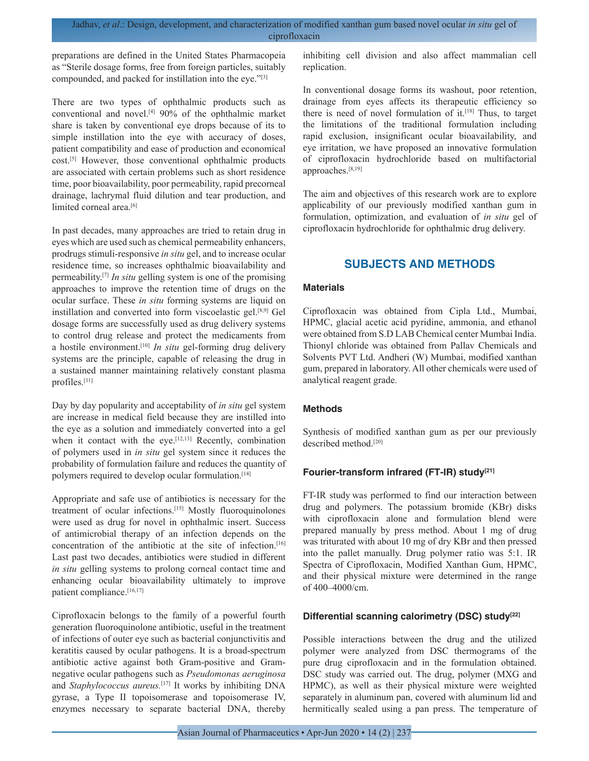preparations are defined in the United States Pharmacopeia as "Sterile dosage forms, free from foreign particles, suitably compounded, and packed for instillation into the eye."[3]

There are two types of ophthalmic products such as conventional and novel.[4] 90% of the ophthalmic market share is taken by conventional eye drops because of its to simple instillation into the eye with accuracy of doses, patient compatibility and ease of production and economical cost.[5] However, those conventional ophthalmic products are associated with certain problems such as short residence time, poor bioavailability, poor permeability, rapid precorneal drainage, lachrymal fluid dilution and tear production, and limited corneal area.[6]

In past decades, many approaches are tried to retain drug in eyes which are used such as chemical permeability enhancers, prodrugs stimuli-responsive *in situ* gel, and to increase ocular residence time, so increases ophthalmic bioavailability and permeability.[7] *In situ* gelling system is one of the promising approaches to improve the retention time of drugs on the ocular surface. These *in situ* forming systems are liquid on instillation and converted into form viscoelastic gel.[8,9] Gel dosage forms are successfully used as drug delivery systems to control drug release and protect the medicaments from a hostile environment.[10] *In situ* gel-forming drug delivery systems are the principle, capable of releasing the drug in a sustained manner maintaining relatively constant plasma profiles.[11]

Day by day popularity and acceptability of *in situ* gel system are increase in medical field because they are instilled into the eye as a solution and immediately converted into a gel when it contact with the eye.[12,13] Recently, combination of polymers used in *in situ* gel system since it reduces the probability of formulation failure and reduces the quantity of polymers required to develop ocular formulation.[14]

Appropriate and safe use of antibiotics is necessary for the treatment of ocular infections.[15] Mostly fluoroquinolones were used as drug for novel in ophthalmic insert. Success of antimicrobial therapy of an infection depends on the concentration of the antibiotic at the site of infection.[16] Last past two decades, antibiotics were studied in different *in situ* gelling systems to prolong corneal contact time and enhancing ocular bioavailability ultimately to improve patient compliance.[16,17]

Ciprofloxacin belongs to the family of a powerful fourth generation fluoroquinolone antibiotic, useful in the treatment of infections of outer eye such as bacterial conjunctivitis and keratitis caused by ocular pathogens. It is a broad-spectrum antibiotic active against both Gram-positive and Gram-negative ocular pathogens such as *Pseudomonas aeruginosa* and *Staphylococcus aureus*.[17] It works by inhibiting DNA gyrase, a Type II topoisomerase and topoisomerase IV, enzymes necessary to separate bacterial DNA, thereby inhibiting cell division and also affect mammalian cell replication.

In conventional dosage forms its washout, poor retention, drainage from eyes affects its therapeutic efficiency so there is need of novel formulation of it.[18] Thus, to target the limitations of the traditional formulation including rapid exclusion, insignificant ocular bioavailability, and eye irritation, we have proposed an innovative formulation of ciprofloxacin hydrochloride based on multifactorial approaches.[8,19]

The aim and objectives of this research work are to explore applicability of our previously modified xanthan gum in formulation, optimization, and evaluation of *in situ* gel of ciprofloxacin hydrochloride for ophthalmic drug delivery.

## SUBJECTS AND METHODS

### Materials

Ciprofloxacin was obtained from Cipla Ltd., Mumbai, HPMC, glacial acetic acid pyridine, ammonia, and ethanol were obtained from S.D LAB Chemical center Mumbai India. Thionyl chloride was obtained from Pallav Chemicals and Solvents PVT Ltd. Andheri (W) Mumbai, modified xanthan gum, prepared in laboratory. All other chemicals were used of analytical reagent grade.

### Methods

Synthesis of modified xanthan gum as per our previously described method.[20]

#### Fourier-transform infrared (FT-IR) study[21]

FT-IR study was performed to find our interaction between drug and polymers. The potassium bromide (KBr) disks with ciprofloxacin alone and formulation blend were prepared manually by press method. About 1 mg of drug was triturated with about 10 mg of dry KBr and then pressed into the pallet manually. Drug polymer ratio was 5:1. IR Spectra of Ciprofloxacin, Modified Xanthan Gum, HPMC, and their physical mixture were determined in the range of 400–4000/cm.

#### Differential scanning calorimetry (DSC) study[22]

Possible interactions between the drug and the utilized polymer were analyzed from DSC thermograms of the pure drug ciprofloxacin and in the formulation obtained. DSC study was carried out. The drug, polymer (MXG and HPMC), as well as their physical mixture were weighted separately in aluminum pan, covered with aluminum lid and hermitically sealed using a pan press. The temperature of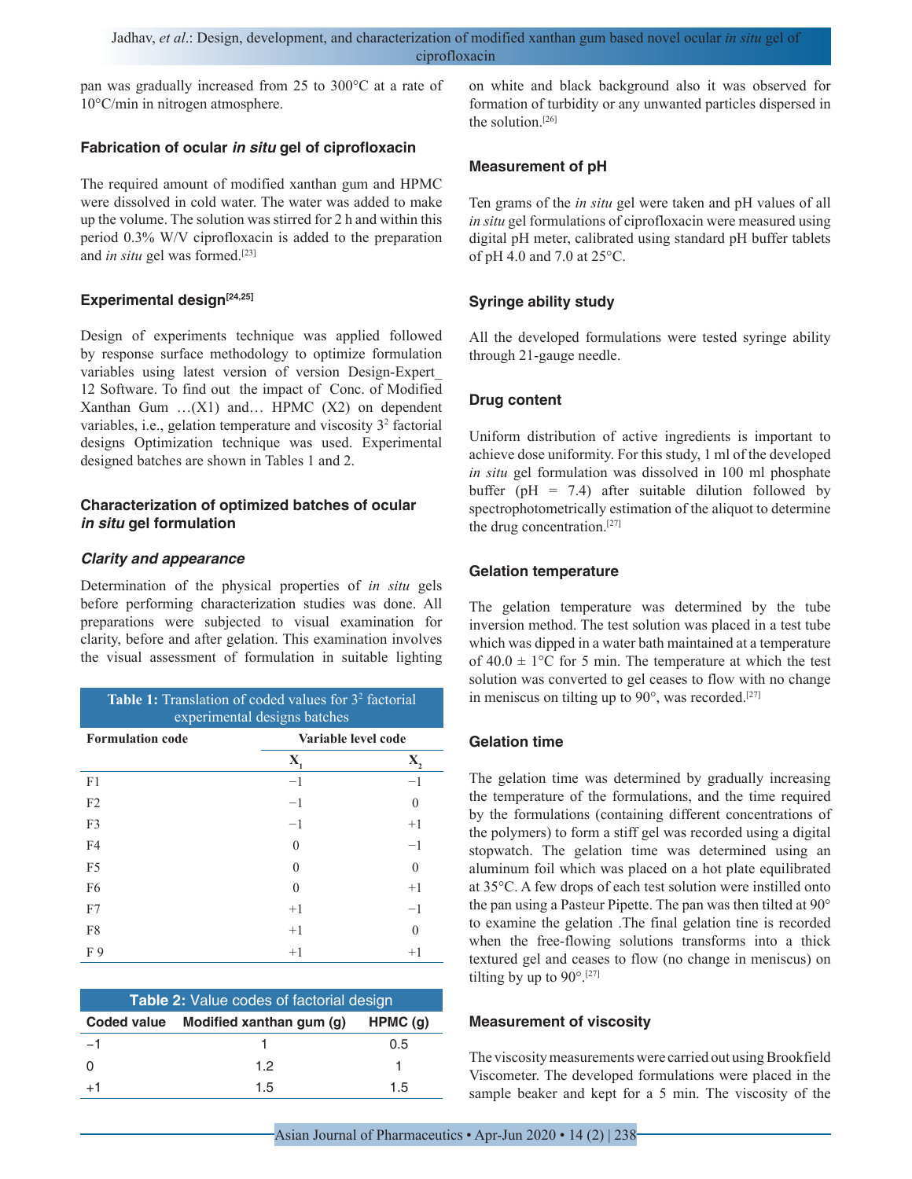pan was gradually increased from 25 to 300°C at a rate of 10°C/min in nitrogen atmosphere.

### Fabrication of ocular *in situ* gel of ciprofloxacin

The required amount of modified xanthan gum and HPMC were dissolved in cold water. The water was added to make up the volume. The solution was stirred for 2 h and within this period 0.3% W/V ciprofloxacin is added to the preparation and *in situ* gel was formed.[23]

### Experimental design[24,25]

Design of experiments technique was applied followed by response surface methodology to optimize formulation variables using latest version of version Design-Expert_ 12 Software. To find out the impact of Conc. of Modified Xanthan Gum …(X1) and… HPMC (X2) on dependent variables, i.e., gelation temperature and viscosity $3^2$ factorial designs Optimization technique was used. Experimental designed batches are shown in Tables 1 and 2.

### Characterization of optimized batches of ocular *in situ* gel formulation

#### *Clarity and appearance*

Determination of the physical properties of *in situ* gels before performing characterization studies was done. All preparations were subjected to visual examination for clarity, before and after gelation. This examination involves the visual assessment of formulation in suitable lighting on white and black background also it was observed for formation of turbidity or any unwanted particles dispersed in the solution.[26]

**Table 1:** Translation of coded values for $3^2$ factorial experimental designs batches

| Formulation code | Variable level code | |
|---|---|---|
| | $X_1$ | $X_2$ |
| F1 | −1 | −1 |
| F2 | −1 | 0 |
| F3 | −1 | +1 |
| F4 | 0 | −1 |
| F5 | 0 | 0 |
| F6 | 0 | +1 |
| F7 | +1 | −1 |
| F8 | +1 | 0 |
| F 9 | +1 | +1 |

**Table 2:** Value codes of factorial design

| Coded value | Modified xanthan gum (g) | HPMC (g) |
|---|---|---|
| −1 | 1 | 0.5 |
| 0 | 1.2 | 1 |
| +1 | 1.5 | 1.5 |

### Measurement of pH

Ten grams of the *in situ* gel were taken and pH values of all *in situ* gel formulations of ciprofloxacin were measured using digital pH meter, calibrated using standard pH buffer tablets of pH 4.0 and 7.0 at 25°C.

### Syringe ability study

All the developed formulations were tested syringe ability through 21-gauge needle.

### Drug content

Uniform distribution of active ingredients is important to achieve dose uniformity. For this study, 1 ml of the developed *in situ* gel formulation was dissolved in 100 ml phosphate buffer (pH = 7.4) after suitable dilution followed by spectrophotometrically estimation of the aliquot to determine the drug concentration.[27]

### Gelation temperature

The gelation temperature was determined by the tube inversion method. The test solution was placed in a test tube which was dipped in a water bath maintained at a temperature of 40.0 ± 1°C for 5 min. The temperature at which the test solution was converted to gel ceases to flow with no change in meniscus on tilting up to 90°, was recorded.[27]

### Gelation time

The gelation time was determined by gradually increasing the temperature of the formulations, and the time required by the formulations (containing different concentrations of the polymers) to form a stiff gel was recorded using a digital stopwatch. The gelation time was determined using an aluminum foil which was placed on a hot plate equilibrated at 35°C. A few drops of each test solution were instilled onto the pan using a Pasteur Pipette. The pan was then tilted at 90° to examine the gelation .The final gelation tine is recorded when the free-flowing solutions transforms into a thick textured gel and ceases to flow (no change in meniscus) on tilting by up to 90°.[27]

### Measurement of viscosity

The viscosity measurements were carried out using Brookfield Viscometer. The developed formulations were placed in the sample beaker and kept for a 5 min. The viscosity of the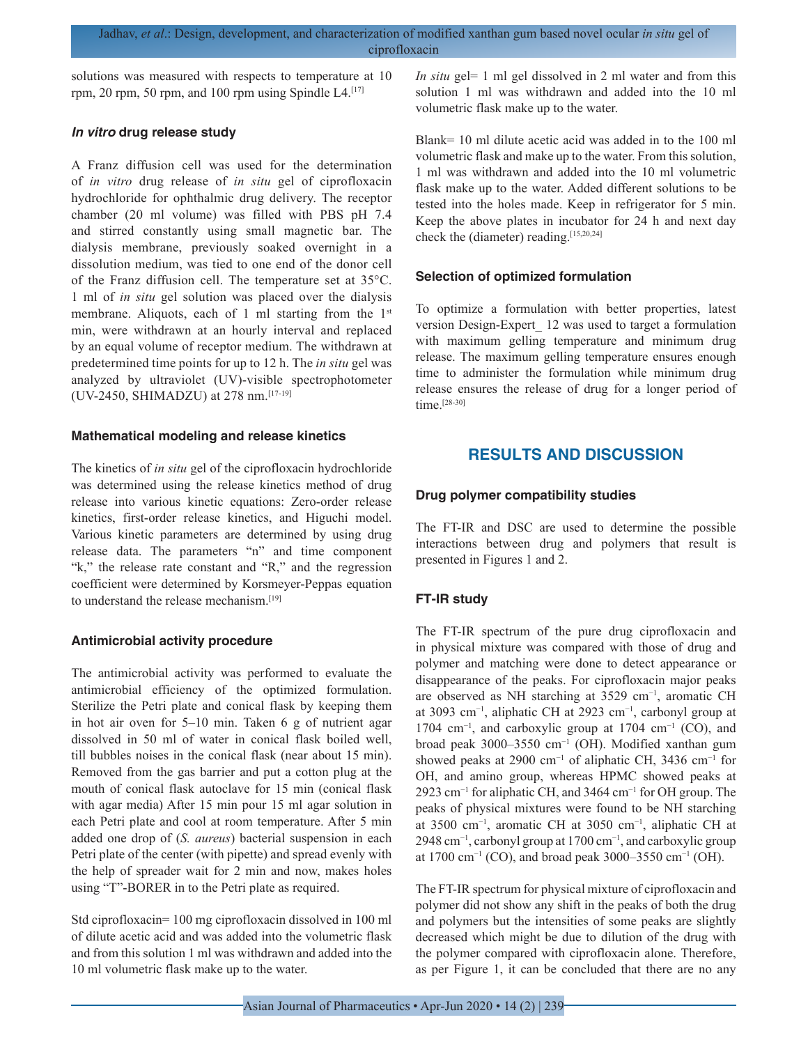solutions was measured with respects to temperature at 10 rpm, 20 rpm, 50 rpm, and 100 rpm using Spindle L4.[17]

### *In vitro* drug release study

A Franz diffusion cell was used for the determination of *in vitro* drug release of *in situ* gel of ciprofloxacin hydrochloride for ophthalmic drug delivery. The receptor chamber (20 ml volume) was filled with PBS pH 7.4 and stirred constantly using small magnetic bar. The dialysis membrane, previously soaked overnight in a dissolution medium, was tied to one end of the donor cell of the Franz diffusion cell. The temperature set at 35°C. 1 ml of *in situ* gel solution was placed over the dialysis membrane. Aliquots, each of 1 ml starting from the 1st min, were withdrawn at an hourly interval and replaced by an equal volume of receptor medium. The withdrawn at predetermined time points for up to 12 h. The *in situ* gel was analyzed by ultraviolet (UV)-visible spectrophotometer (UV-2450, SHIMADZU) at 278 nm.[17-19]

### Mathematical modeling and release kinetics

The kinetics of *in situ* gel of the ciprofloxacin hydrochloride was determined using the release kinetics method of drug release into various kinetic equations: Zero-order release kinetics, first-order release kinetics, and Higuchi model. Various kinetic parameters are determined by using drug release data. The parameters "n" and time component "k," the release rate constant and "R," and the regression coefficient were determined by Korsmeyer-Peppas equation to understand the release mechanism.[19]

### Antimicrobial activity procedure

The antimicrobial activity was performed to evaluate the antimicrobial efficiency of the optimized formulation. Sterilize the Petri plate and conical flask by keeping them in hot air oven for 5–10 min. Taken 6 g of nutrient agar dissolved in 50 ml of water in conical flask boiled well, till bubbles noises in the conical flask (near about 15 min). Removed from the gas barrier and put a cotton plug at the mouth of conical flask autoclave for 15 min (conical flask with agar media) After 15 min pour 15 ml agar solution in each Petri plate and cool at room temperature. After 5 min added one drop of (*S. aureus*) bacterial suspension in each Petri plate of the center (with pipette) and spread evenly with the help of spreader wait for 2 min and now, makes holes using "T"-BORER in to the Petri plate as required.

Std ciprofloxacin= 100 mg ciprofloxacin dissolved in 100 ml of dilute acetic acid and was added into the volumetric flask and from this solution 1 ml was withdrawn and added into the 10 ml volumetric flask make up to the water.

*In situ* gel= 1 ml gel dissolved in 2 ml water and from this solution 1 ml was withdrawn and added into the 10 ml volumetric flask make up to the water.

Blank= 10 ml dilute acetic acid was added in to the 100 ml volumetric flask and make up to the water. From this solution, 1 ml was withdrawn and added into the 10 ml volumetric flask make up to the water. Added different solutions to be tested into the holes made. Keep in refrigerator for 5 min. Keep the above plates in incubator for 24 h and next day check the (diameter) reading.[15,20,24]

### Selection of optimized formulation

To optimize a formulation with better properties, latest version Design-Expert_ 12 was used to target a formulation with maximum gelling temperature and minimum drug release. The maximum gelling temperature ensures enough time to administer the formulation while minimum drug release ensures the release of drug for a longer period of time.[28-30]

## RESULTS AND DISCUSSION

### Drug polymer compatibility studies

The FT-IR and DSC are used to determine the possible interactions between drug and polymers that result is presented in Figures 1 and 2.

### FT-IR study

The FT-IR spectrum of the pure drug ciprofloxacin and in physical mixture was compared with those of drug and polymer and matching were done to detect appearance or disappearance of the peaks. For ciprofloxacin major peaks are observed as NH starching at 3529 $cm^{-1}$, aromatic CH at 3093 $cm^{-1}$, aliphatic CH at 2923 $cm^{-1}$, carbonyl group at 1704 $cm^{-1}$, and carboxylic group at 1704 $cm^{-1}$ (CO), and broad peak 3000–3550 $cm^{-1}$ (OH). Modified xanthan gum showed peaks at 2900 $cm^{-1}$ of aliphatic CH, 3436 $cm^{-1}$ for OH, and amino group, whereas HPMC showed peaks at 2923 $cm^{-1}$ for aliphatic CH, and 3464 $cm^{-1}$ for OH group. The peaks of physical mixtures were found to be NH starching at 3500 $cm^{-1}$, aromatic CH at 3050 $cm^{-1}$, aliphatic CH at 2948 $cm^{-1}$, carbonyl group at 1700 $cm^{-1}$, and carboxylic group at 1700 $cm^{-1}$ (CO), and broad peak 3000–3550 $cm^{-1}$ (OH).

The FT-IR spectrum for physical mixture of ciprofloxacin and polymer did not show any shift in the peaks of both the drug and polymers but the intensities of some peaks are slightly decreased which might be due to dilution of the drug with the polymer compared with ciprofloxacin alone. Therefore, as per Figure 1, it can be concluded that there are no any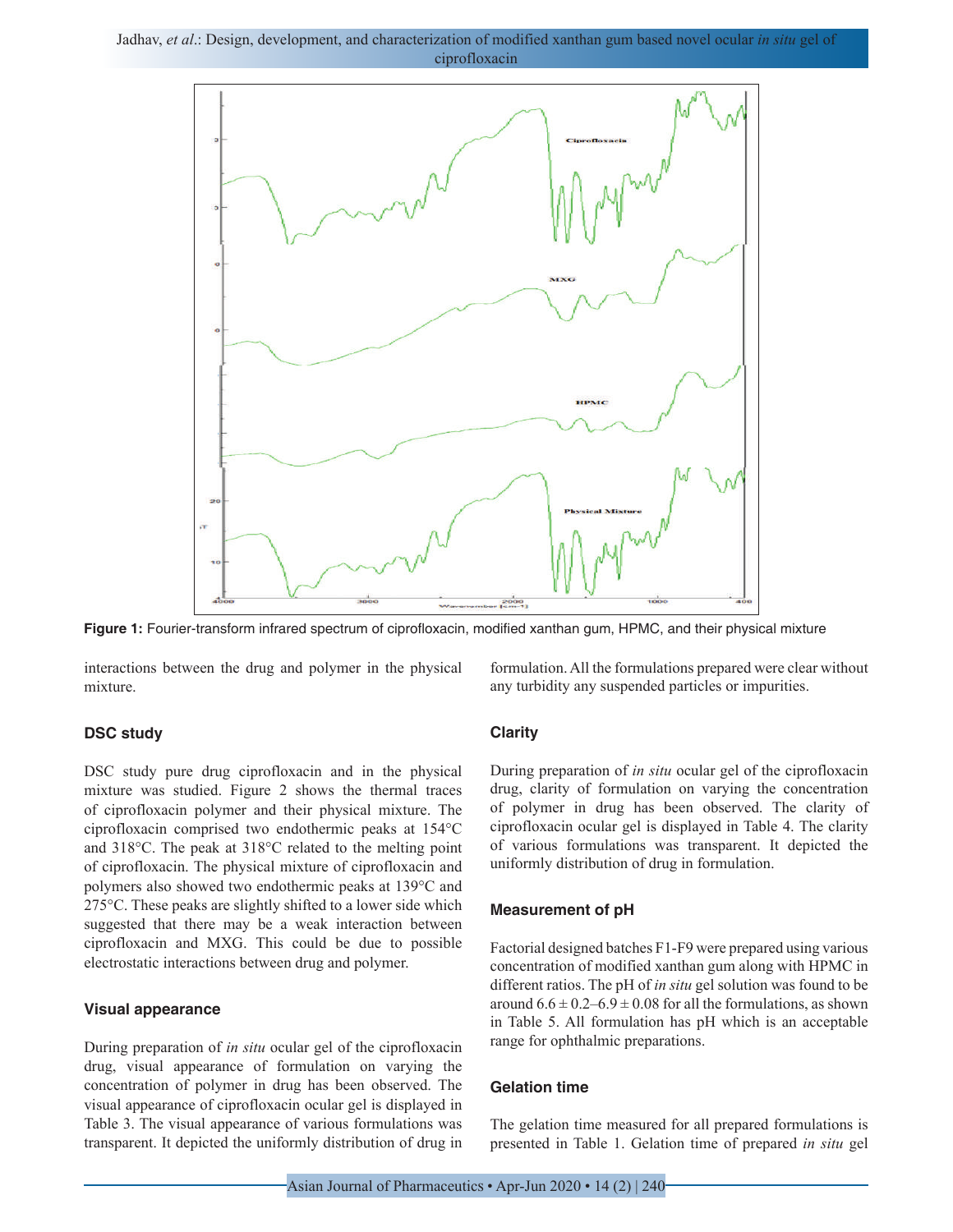Figure 1: Fourier-transform infrared spectrum of ciprofloxacin, modified xanthan gum, HPMC, and their physical mixture

interactions between the drug and polymer in the physical mixture.

### DSC study

DSC study pure drug ciprofloxacin and in the physical mixture was studied. Figure 2 shows the thermal traces of ciprofloxacin polymer and their physical mixture. The ciprofloxacin comprised two endothermic peaks at 154°C and 318°C. The peak at 318°C related to the melting point of ciprofloxacin. The physical mixture of ciprofloxacin and polymers also showed two endothermic peaks at 139°C and 275°C. These peaks are slightly shifted to a lower side which suggested that there may be a weak interaction between ciprofloxacin and MXG. This could be due to possible electrostatic interactions between drug and polymer.

### Visual appearance

During preparation of *in situ* ocular gel of the ciprofloxacin drug, visual appearance of formulation on varying the concentration of polymer in drug has been observed. The visual appearance of ciprofloxacin ocular gel is displayed in Table 3. The visual appearance of various formulations was transparent. It depicted the uniformly distribution of drug in formulation. All the formulations prepared were clear without any turbidity any suspended particles or impurities.

### Clarity

During preparation of *in situ* ocular gel of the ciprofloxacin drug, clarity of formulation on varying the concentration of polymer in drug has been observed. The clarity of ciprofloxacin ocular gel is displayed in Table 4. The clarity of various formulations was transparent. It depicted the uniformly distribution of drug in formulation.

### Measurement of pH

Factorial designed batches F1-F9 were prepared using various concentration of modified xanthan gum along with HPMC in different ratios. The pH of *in situ* gel solution was found to be around $6.6 \pm 0.2$–$6.9 \pm 0.08$ for all the formulations, as shown in Table 5. All formulation has pH which is an acceptable range for ophthalmic preparations.

### Gelation time

The gelation time measured for all prepared formulations is presented in Table 1. Gelation time of prepared *in situ* gel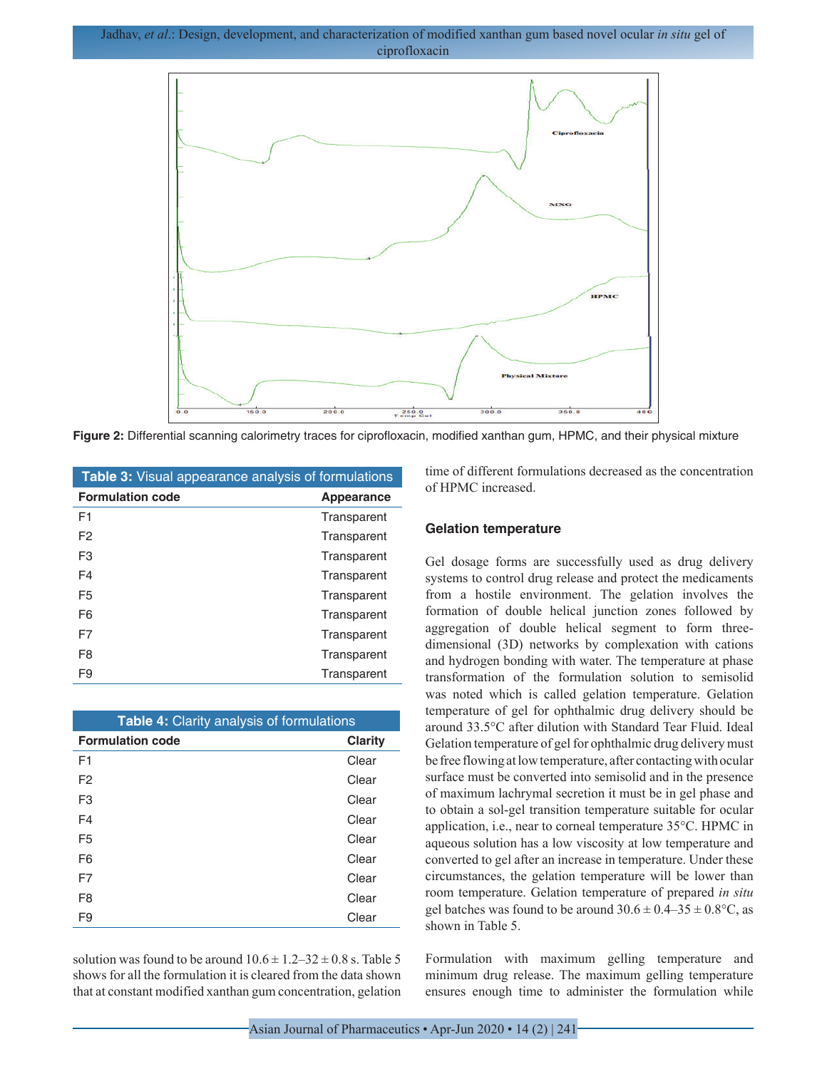Figure 2: Differential scanning calorimetry traces for ciprofloxacin, modified xanthan gum, HPMC, and their physical mixture

**Table 3:** Visual appearance analysis of formulations

| Formulation code | Appearance |
|---|---|
| F1 | Transparent |
| F2 | Transparent |
| F3 | Transparent |
| F4 | Transparent |
| F5 | Transparent |
| F6 | Transparent |
| F7 | Transparent |
| F8 | Transparent |
| F9 | Transparent |

**Table 4:** Clarity analysis of formulations

| Formulation code | Clarity |
|---|---|
| F1 | Clear |
| F2 | Clear |
| F3 | Clear |
| F4 | Clear |
| F5 | Clear |
| F6 | Clear |
| F7 | Clear |
| F8 | Clear |
| F9 | Clear |

solution was found to be around $10.6 \pm 1.2$–$32 \pm 0.8$ s. Table 5 shows for all the formulation it is cleared from the data shown that at constant modified xanthan gum concentration, gelation time of different formulations decreased as the concentration of HPMC increased.

### Gelation temperature

Gel dosage forms are successfully used as drug delivery systems to control drug release and protect the medicaments from a hostile environment. The gelation involves the formation of double helical junction zones followed by aggregation of double helical segment to form three-dimensional (3D) networks by complexation with cations and hydrogen bonding with water. The temperature at phase transformation of the formulation solution to semisolid was noted which is called gelation temperature. Gelation temperature of gel for ophthalmic drug delivery should be around 33.5°C after dilution with Standard Tear Fluid. Ideal Gelation temperature of gel for ophthalmic drug delivery must be free flowing at low temperature, after contacting with ocular surface must be converted into semisolid and in the presence of maximum lachrymal secretion it must be in gel phase and to obtain a sol-gel transition temperature suitable for ocular application, i.e., near to corneal temperature 35°C. HPMC in aqueous solution has a low viscosity at low temperature and converted to gel after an increase in temperature. Under these circumstances, the gelation temperature will be lower than room temperature. Gelation temperature of prepared *in situ* gel batches was found to be around $30.6 \pm 0.4$–$35 \pm 0.8$°C, as shown in Table 5.

Formulation with maximum gelling temperature and minimum drug release. The maximum gelling temperature ensures enough time to administer the formulation while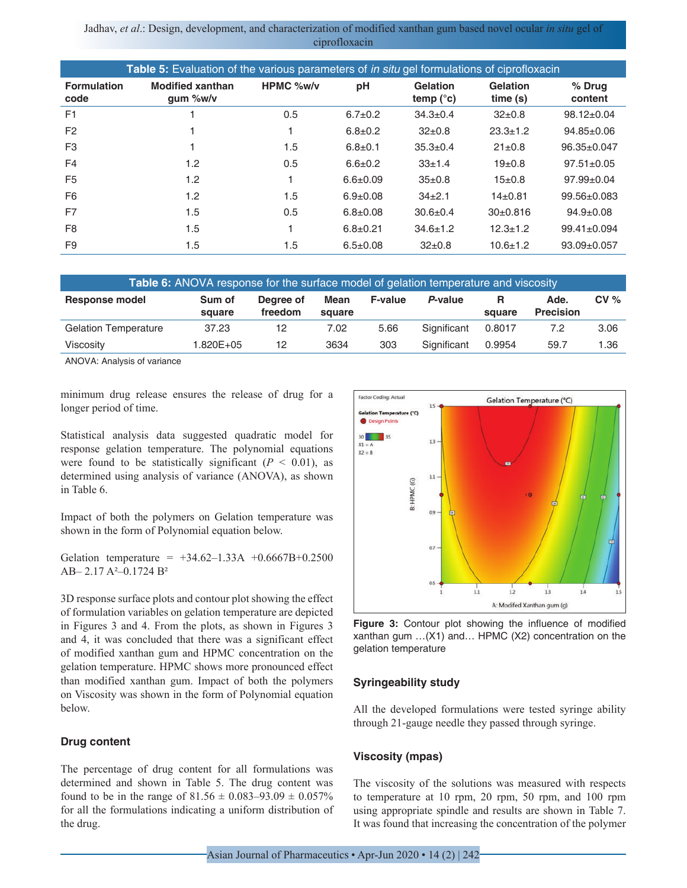**Table 5:** Evaluation of the various parameters of *in situ* gel formulations of ciprofloxacin

| Formulation code | Modified xanthan gum %w/v | HPMC %w/v | pH | Gelation temp (°c) | Gelation time (s) | % Drug content |
|---|---|---|---|---|---|---|
| F1 | 1 | 0.5 | 6.7±0.2 | 34.3±0.4 | 32±0.8 | 98.12±0.04 |
| F2 | 1 | 1 | 6.8±0.2 | 32±0.8 | 23.3±1.2 | 94.85±0.06 |
| F3 | 1 | 1.5 | 6.8±0.1 | 35.3±0.4 | 21±0.8 | 96.35±0.047 |
| F4 | 1.2 | 0.5 | 6.6±0.2 | 33±1.4 | 19±0.8 | 97.51±0.05 |
| F5 | 1.2 | 1 | 6.6±0.09 | 35±0.8 | 15±0.8 | 97.99±0.04 |
| F6 | 1.2 | 1.5 | 6.9±0.08 | 34±2.1 | 14±0.81 | 99.56±0.083 |
| F7 | 1.5 | 0.5 | 6.8±0.08 | 30.6±0.4 | 30±0.816 | 94.9±0.08 |
| F8 | 1.5 | 1 | 6.8±0.21 | 34.6±1.2 | 12.3±1.2 | 99.41±0.094 |
| F9 | 1.5 | 1.5 | 6.5±0.08 | 32±0.8 | 10.6±1.2 | 93.09±0.057 |

**Table 6:** ANOVA response for the surface model of gelation temperature and viscosity

| Response model | Sum of square | Degree of freedom | Mean square | F-value | *P*-value | R square | Ade. Precision | CV % |
|---|---|---|---|---|---|---|---|---|
| Gelation Temperature | 37.23 | 12 | 7.02 | 5.66 | Significant | 0.8017 | 7.2 | 3.06 |
| Viscosity | 1.820E+05 | 12 | 3634 | 303 | Significant | 0.9954 | 59.7 | 1.36 |

ANOVA: Analysis of variance

minimum drug release ensures the release of drug for a longer period of time.

Statistical analysis data suggested quadratic model for response gelation temperature. The polynomial equations were found to be statistically significant ($P < 0.01$), as determined using analysis of variance (ANOVA), as shown in Table 6.

Impact of both the polymers on Gelation temperature was shown in the form of Polynomial equation below.

$$\text{Gelation temperature} = +34.62 - 1.33A + 0.6667B + 0.2500AB - 2.17A^2 - 0.1724B^2$$

3D response surface plots and contour plot showing the effect of formulation variables on gelation temperature are depicted in Figures 3 and 4. From the plots, as shown in Figures 3 and 4, it was concluded that there was a significant effect of modified xanthan gum and HPMC concentration on the gelation temperature. HPMC shows more pronounced effect than modified xanthan gum. Impact of both the polymers on Viscosity was shown in the form of Polynomial equation below.

### Drug content

The percentage of drug content for all formulations was determined and shown in Table 5. The drug content was found to be in the range of 81.56 ± 0.083–93.09 ± 0.057% for all the formulations indicating a uniform distribution of the drug.

**Figure 3:** Contour plot showing the influence of modified xanthan gum …(X1) and… HPMC (X2) concentration on the gelation temperature

### Syringeability study

All the developed formulations were tested syringe ability through 21-gauge needle they passed through syringe.

### Viscosity (mpas)

The viscosity of the solutions was measured with respects to temperature at 10 rpm, 20 rpm, 50 rpm, and 100 rpm using appropriate spindle and results are shown in Table 7. It was found that increasing the concentration of the polymer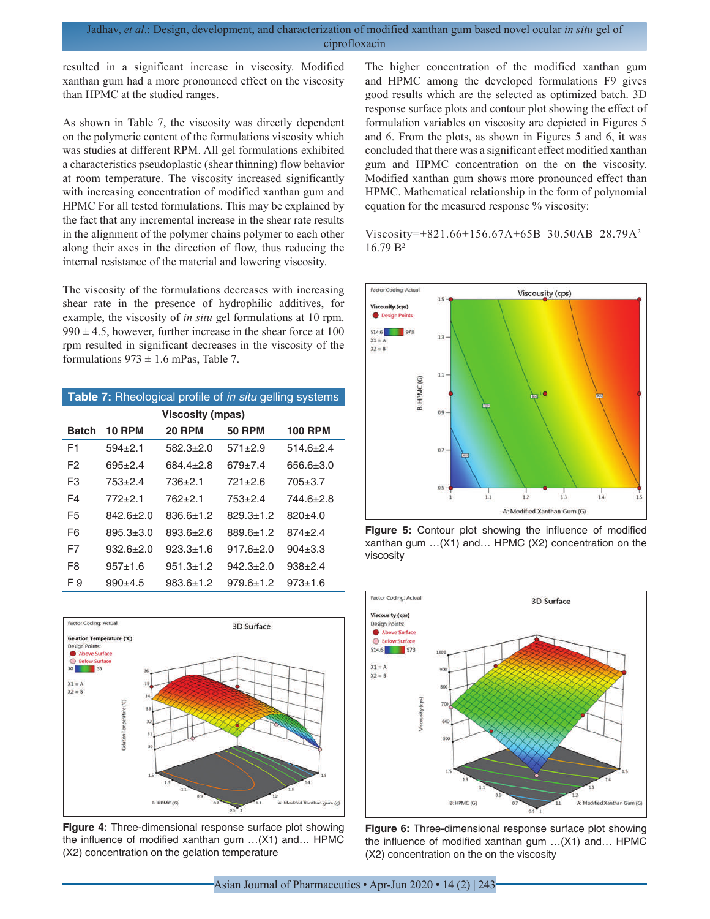resulted in a significant increase in viscosity. Modified xanthan gum had a more pronounced effect on the viscosity than HPMC at the studied ranges.

As shown in Table 7, the viscosity was directly dependent on the polymeric content of the formulations viscosity which was studies at different RPM. All gel formulations exhibited a characteristics pseudoplastic (shear thinning) flow behavior at room temperature. The viscosity increased significantly with increasing concentration of modified xanthan gum and HPMC For all tested formulations. This may be explained by the fact that any incremental increase in the shear rate results in the alignment of the polymer chains polymer to each other along their axes in the direction of flow, thus reducing the internal resistance of the material and lowering viscosity.

The viscosity of the formulations decreases with increasing shear rate in the presence of hydrophilic additives, for example, the viscosity of *in situ* gel formulations at 10 rpm. 990 ± 4.5, however, further increase in the shear force at 100 rpm resulted in significant decreases in the viscosity of the formulations 973 ± 1.6 mPas, Table 7.

**Table 7:** Rheological profile of *in situ* gelling systems

| Batch | Viscosity (mpas) | | | |
|---|---|---|---|---|
| | 10 RPM | 20 RPM | 50 RPM | 100 RPM |
| F1 | 594±2.1 | 582.3±2.0 | 571±2.9 | 514.6±2.4 |
| F2 | 695±2.4 | 684.4±2.8 | 679±7.4 | 656.6±3.0 |
| F3 | 753±2.4 | 736±2.1 | 721±2.6 | 705±3.7 |
| F4 | 772±2.1 | 762±2.1 | 753±2.4 | 744.6±2.8 |
| F5 | 842.6±2.0 | 836.6±1.2 | 829.3±1.2 | 820±4.0 |
| F6 | 895.3±3.0 | 893.6±2.6 | 889.6±1.2 | 874±2.4 |
| F7 | 932.6±2.0 | 923.3±1.6 | 917.6±2.0 | 904±3.3 |
| F8 | 957±1.6 | 951.3±1.2 | 942.3±2.0 | 938±2.4 |
| F 9 | 990±4.5 | 983.6±1.2 | 979.6±1.2 | 973±1.6 |

Figure 4: Three-dimensional response surface plot showing the influence of modified xanthan gum …(X1) and… HPMC (X2) concentration on the gelation temperature

The higher concentration of the modified xanthan gum and HPMC among the developed formulations F9 gives good results which are the selected as optimized batch. 3D response surface plots and contour plot showing the effect of formulation variables on viscosity are depicted in Figures 5 and 6. From the plots, as shown in Figures 5 and 6, it was concluded that there was a significant effect modified xanthan gum and HPMC concentration on the on the viscosity. Modified xanthan gum shows more pronounced effect than HPMC. Mathematical relationship in the form of polynomial equation for the measured response % viscosity:

$$\text{Viscosity} = +821.66 + 156.67A + 65B - 30.50AB - 28.79A^2 - 16.79B^2$$

Figure 5: Contour plot showing the influence of modified xanthan gum …(X1) and… HPMC (X2) concentration on the viscosity

Figure 6: Three-dimensional response surface plot showing the influence of modified xanthan gum …(X1) and… HPMC (X2) concentration on the on the viscosity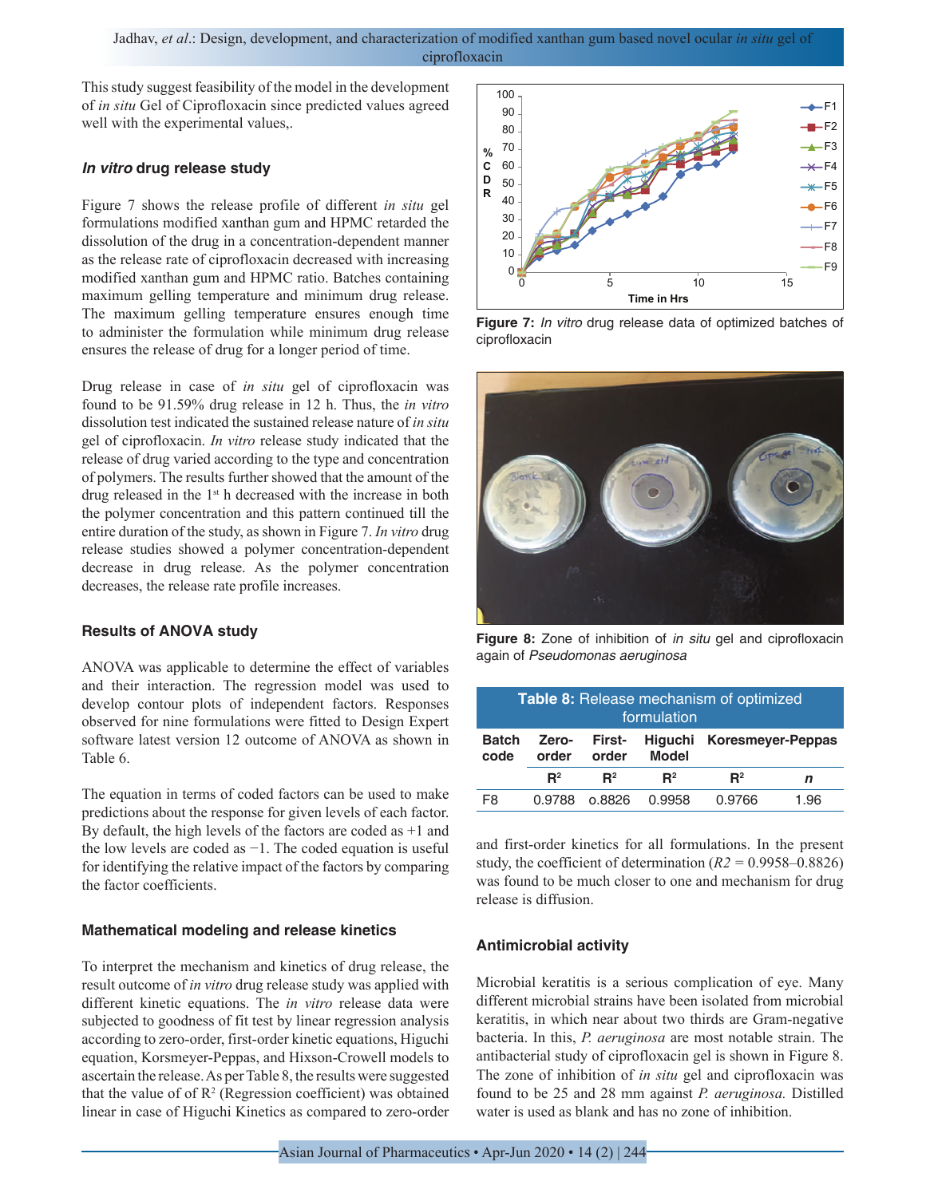This study suggest feasibility of the model in the development of *in situ* Gel of Ciprofloxacin since predicted values agreed well with the experimental values,.

### *In vitro* drug release study

Figure 7 shows the release profile of different *in situ* gel formulations modified xanthan gum and HPMC retarded the dissolution of the drug in a concentration-dependent manner as the release rate of ciprofloxacin decreased with increasing modified xanthan gum and HPMC ratio. Batches containing maximum gelling temperature and minimum drug release. The maximum gelling temperature ensures enough time to administer the formulation while minimum drug release ensures the release of drug for a longer period of time.

Drug release in case of *in situ* gel of ciprofloxacin was found to be 91.59% drug release in 12 h. Thus, the *in vitro* dissolution test indicated the sustained release nature of *in situ* gel of ciprofloxacin. *In vitro* release study indicated that the release of drug varied according to the type and concentration of polymers. The results further showed that the amount of the drug released in the 1st h decreased with the increase in both the polymer concentration and this pattern continued till the entire duration of the study, as shown in Figure 7. *In vitro* drug release studies showed a polymer concentration-dependent decrease in drug release. As the polymer concentration decreases, the release rate profile increases.

### Results of ANOVA study

ANOVA was applicable to determine the effect of variables and their interaction. The regression model was used to develop contour plots of independent factors. Responses observed for nine formulations were fitted to Design Expert software latest version 12 outcome of ANOVA as shown in Table 6.

The equation in terms of coded factors can be used to make predictions about the response for given levels of each factor. By default, the high levels of the factors are coded as +1 and the low levels are coded as −1. The coded equation is useful for identifying the relative impact of the factors by comparing the factor coefficients.

### Mathematical modeling and release kinetics

To interpret the mechanism and kinetics of drug release, the result outcome of *in vitro* drug release study was applied with different kinetic equations. The *in vitro* release data were subjected to goodness of fit test by linear regression analysis according to zero-order, first-order kinetic equations, Higuchi equation, Korsmeyer-Peppas, and Hixson-Crowell models to ascertain the release. As per Table 8, the results were suggested that the value of of $R^2$ (Regression coefficient) was obtained linear in case of Higuchi Kinetics as compared to zero-order and first-order kinetics for all formulations. In the present study, the coefficient of determination ($R2$ = 0.9958–0.8826) was found to be much closer to one and mechanism for drug release is diffusion.

**Figure 7:** *In vitro* drug release data of optimized batches of ciprofloxacin

**Figure 8:** Zone of inhibition of *in situ* gel and ciprofloxacin again of *Pseudomonas aeruginosa*

**Table 8:** Release mechanism of optimized formulation

| Batch code | Zero-order | First-order | Higuchi Model | Koresmeyer-Peppas | |
|---|---|---|---|---|---|
| | $R^2$ | $R^2$ | $R^2$ | $R^2$ | *n* |
| F8 | 0.9788 | o.8826 | 0.9958 | 0.9766 | 1.96 |

### Antimicrobial activity

Microbial keratitis is a serious complication of eye. Many different microbial strains have been isolated from microbial keratitis, in which near about two thirds are Gram-negative bacteria. In this, *P. aeruginosa* are most notable strain. The antibacterial study of ciprofloxacin gel is shown in Figure 8. The zone of inhibition of *in situ* gel and ciprofloxacin was found to be 25 and 28 mm against *P. aeruginosa.* Distilled water is used as blank and has no zone of inhibition.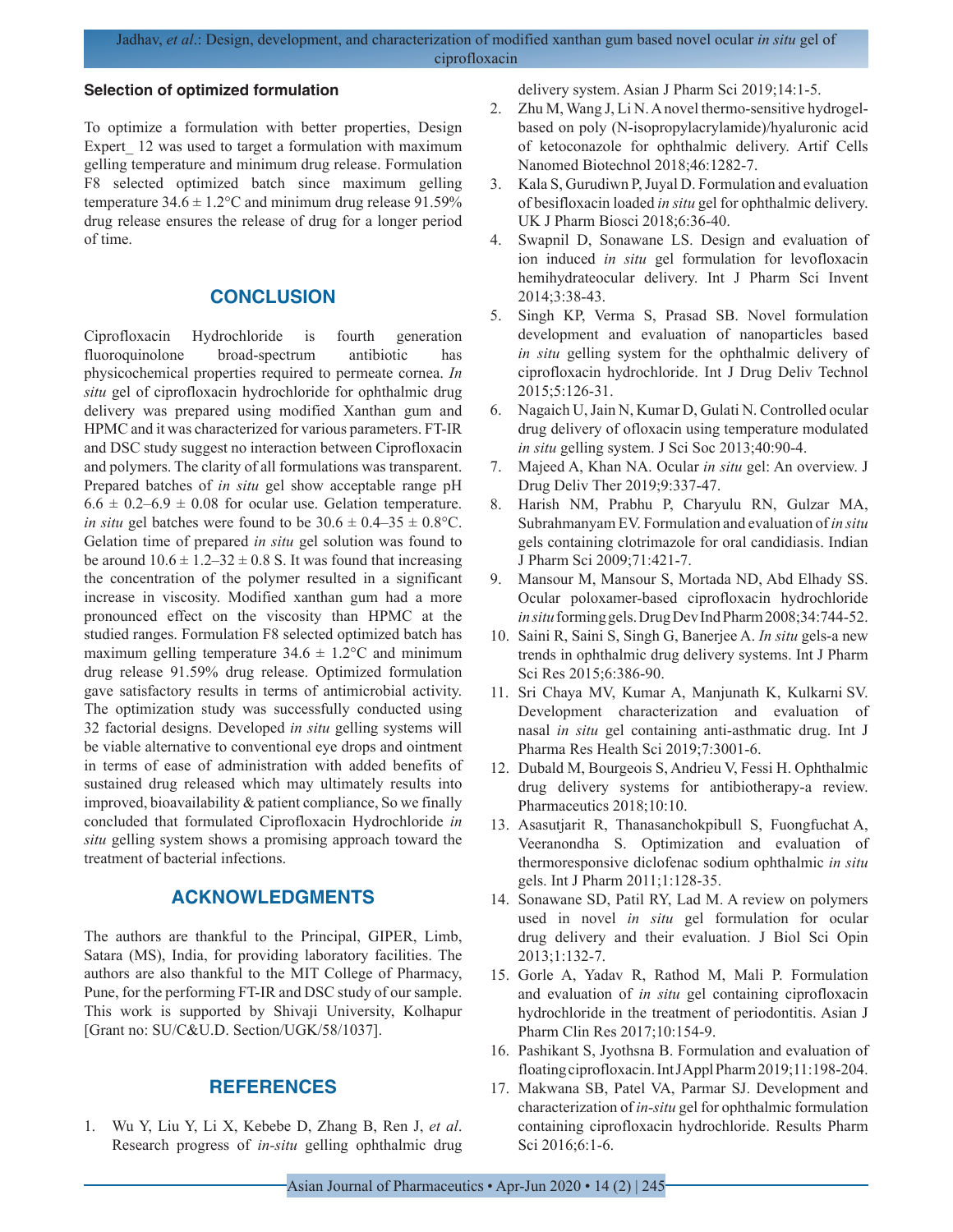### Selection of optimized formulation

To optimize a formulation with better properties, Design Expert_ 12 was used to target a formulation with maximum gelling temperature and minimum drug release. Formulation F8 selected optimized batch since maximum gelling temperature 34.6 ± 1.2°C and minimum drug release 91.59% drug release ensures the release of drug for a longer period of time.

## CONCLUSION

Ciprofloxacin Hydrochloride is fourth generation fluoroquinolone broad-spectrum antibiotic has physicochemical properties required to permeate cornea. *In situ* gel of ciprofloxacin hydrochloride for ophthalmic drug delivery was prepared using modified Xanthan gum and HPMC and it was characterized for various parameters. FT-IR and DSC study suggest no interaction between Ciprofloxacin and polymers. The clarity of all formulations was transparent. Prepared batches of *in situ* gel show acceptable range pH 6.6 ± 0.2–6.9 ± 0.08 for ocular use. Gelation temperature. *in situ* gel batches were found to be 30.6 ± 0.4–35 ± 0.8°C. Gelation time of prepared *in situ* gel solution was found to be around 10.6 ± 1.2–32 ± 0.8 S. It was found that increasing the concentration of the polymer resulted in a significant increase in viscosity. Modified xanthan gum had a more pronounced effect on the viscosity than HPMC at the studied ranges. Formulation F8 selected optimized batch has maximum gelling temperature 34.6 ± 1.2°C and minimum drug release 91.59% drug release. Optimized formulation gave satisfactory results in terms of antimicrobial activity. The optimization study was successfully conducted using 32 factorial designs. Developed *in situ* gelling systems will be viable alternative to conventional eye drops and ointment in terms of ease of administration with added benefits of sustained drug released which may ultimately results into improved, bioavailability & patient compliance, So we finally concluded that formulated Ciprofloxacin Hydrochloride *in situ* gelling system shows a promising approach toward the treatment of bacterial infections.

## ACKNOWLEDGMENTS

The authors are thankful to the Principal, GIPER, Limb, Satara (MS), India, for providing laboratory facilities. The authors are also thankful to the MIT College of Pharmacy, Pune, for the performing FT-IR and DSC study of our sample. This work is supported by Shivaji University, Kolhapur [Grant no: SU/C&U.D. Section/UGK/58/1037].

## REFERENCES

1. Wu Y, Liu Y, Li X, Kebebe D, Zhang B, Ren J, *et al*. Research progress of *in-situ* gelling ophthalmic drug delivery system. Asian J Pharm Sci 2019;14:1-5.
2. Zhu M, Wang J, Li N. A novel thermo-sensitive hydrogel-based on poly (N-isopropylacrylamide)/hyaluronic acid of ketoconazole for ophthalmic delivery. Artif Cells Nanomed Biotechnol 2018;46:1282-7.
3. Kala S, Gurudiwn P, Juyal D. Formulation and evaluation of besifloxacin loaded *in situ* gel for ophthalmic delivery. UK J Pharm Biosci 2018;6:36-40.
4. Swapnil D, Sonawane LS. Design and evaluation of ion induced *in situ* gel formulation for levofloxacin hemihydrateocular delivery. Int J Pharm Sci Invent 2014;3:38-43.
5. Singh KP, Verma S, Prasad SB. Novel formulation development and evaluation of nanoparticles based *in situ* gelling system for the ophthalmic delivery of ciprofloxacin hydrochloride. Int J Drug Deliv Technol 2015;5:126-31.
6. Nagaich U, Jain N, Kumar D, Gulati N. Controlled ocular drug delivery of ofloxacin using temperature modulated *in situ* gelling system. J Sci Soc 2013;40:90-4.
7. Majeed A, Khan NA. Ocular *in situ* gel: An overview. J Drug Deliv Ther 2019;9:337-47.
8. Harish NM, Prabhu P, Charyulu RN, Gulzar MA, Subrahmanyam EV. Formulation and evaluation of *in situ* gels containing clotrimazole for oral candidiasis. Indian J Pharm Sci 2009;71:421-7.
9. Mansour M, Mansour S, Mortada ND, Abd Elhady SS. Ocular poloxamer-based ciprofloxacin hydrochloride *in situ* forming gels. Drug Dev Ind Pharm 2008;34:744-52.
10. Saini R, Saini S, Singh G, Banerjee A. *In situ* gels-a new trends in ophthalmic drug delivery systems. Int J Pharm Sci Res 2015;6:386-90.
11. Sri Chaya MV, Kumar A, Manjunath K, Kulkarni SV. Development characterization and evaluation of nasal *in situ* gel containing anti-asthmatic drug. Int J Pharma Res Health Sci 2019;7:3001-6.
12. Dubald M, Bourgeois S, Andrieu V, Fessi H. Ophthalmic drug delivery systems for antibiotherapy-a review. Pharmaceutics 2018;10:10.
13. Asasutjarit R, Thanasanchokpibull S, Fuongfuchat A, Veeranondha S. Optimization and evaluation of thermoresponsive diclofenac sodium ophthalmic *in situ* gels. Int J Pharm 2011;1:128-35.
14. Sonawane SD, Patil RY, Lad M. A review on polymers used in novel *in situ* gel formulation for ocular drug delivery and their evaluation. J Biol Sci Opin 2013;1:132-7.
15. Gorle A, Yadav R, Rathod M, Mali P. Formulation and evaluation of *in situ* gel containing ciprofloxacin hydrochloride in the treatment of periodontitis. Asian J Pharm Clin Res 2017;10:154-9.
16. Pashikant S, Jyothsna B. Formulation and evaluation of floating ciprofloxacin. Int J Appl Pharm 2019;11:198-204.
17. Makwana SB, Patel VA, Parmar SJ. Development and characterization of *in-situ* gel for ophthalmic formulation containing ciprofloxacin hydrochloride. Results Pharm Sci 2016;6:1-6.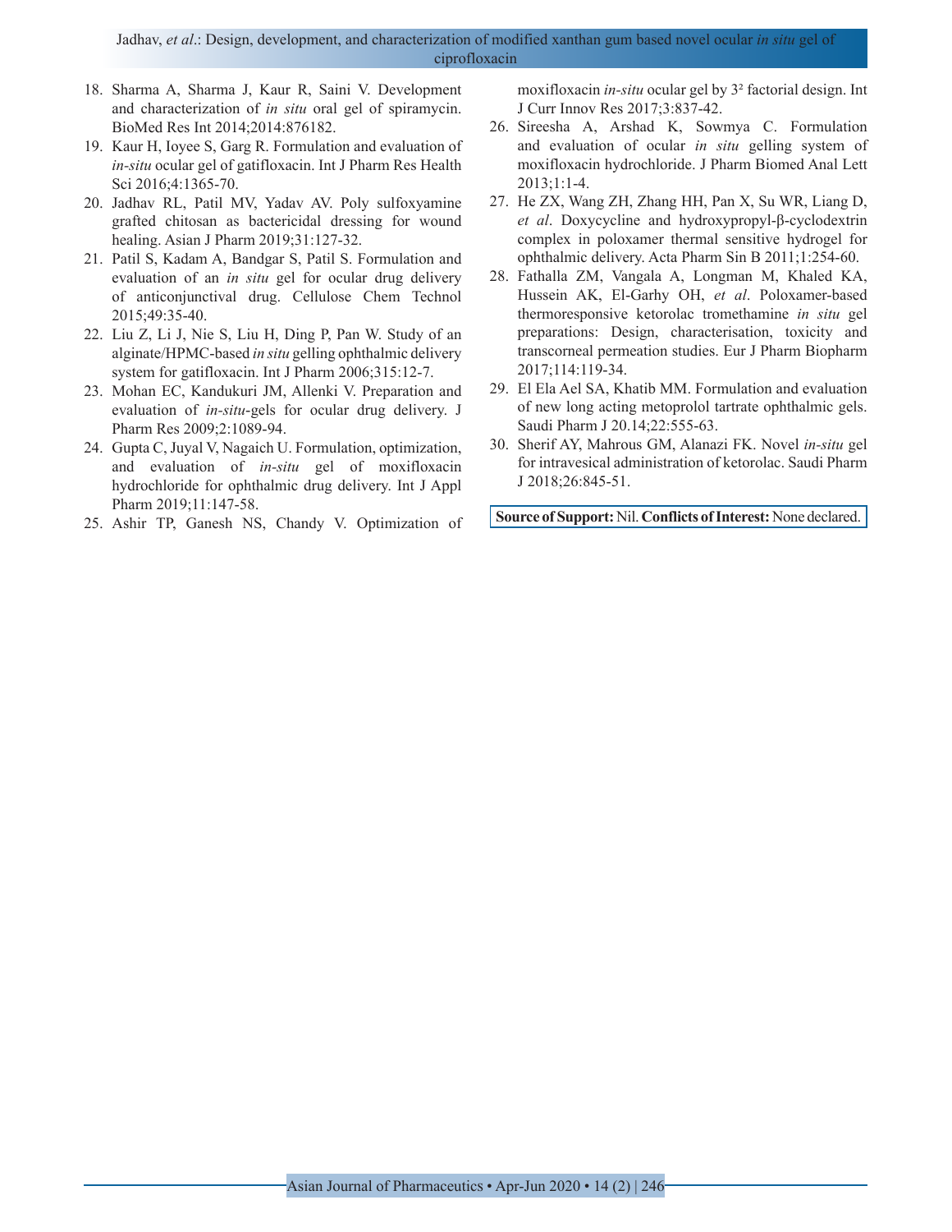18. Sharma A, Sharma J, Kaur R, Saini V. Development and characterization of *in situ* oral gel of spiramycin. BioMed Res Int 2014;2014:876182.
19. Kaur H, Ioyee S, Garg R. Formulation and evaluation of *in-situ* ocular gel of gatifloxacin. Int J Pharm Res Health Sci 2016;4:1365-70.
20. Jadhav RL, Patil MV, Yadav AV. Poly sulfoxyamine grafted chitosan as bactericidal dressing for wound healing. Asian J Pharm 2019;31:127-32.
21. Patil S, Kadam A, Bandgar S, Patil S. Formulation and evaluation of an *in situ* gel for ocular drug delivery of anticonjunctival drug. Cellulose Chem Technol 2015;49:35-40.
22. Liu Z, Li J, Nie S, Liu H, Ding P, Pan W. Study of an alginate/HPMC-based *in situ* gelling ophthalmic delivery system for gatifloxacin. Int J Pharm 2006;315:12-7.
23. Mohan EC, Kandukuri JM, Allenki V. Preparation and evaluation of *in-situ*-gels for ocular drug delivery. J Pharm Res 2009;2:1089-94.
24. Gupta C, Juyal V, Nagaich U. Formulation, optimization, and evaluation of *in-situ* gel of moxifloxacin hydrochloride for ophthalmic drug delivery. Int J Appl Pharm 2019;11:147-58.
25. Ashir TP, Ganesh NS, Chandy V. Optimization of moxifloxacin *in-situ* ocular gel by $3^2$ factorial design. Int J Curr Innov Res 2017;3:837-42.
26. Sireesha A, Arshad K, Sowmya C. Formulation and evaluation of ocular *in situ* gelling system of moxifloxacin hydrochloride. J Pharm Biomed Anal Lett 2013;1:1-4.
27. He ZX, Wang ZH, Zhang HH, Pan X, Su WR, Liang D, *et al*. Doxycycline and hydroxypropyl-β-cyclodextrin complex in poloxamer thermal sensitive hydrogel for ophthalmic delivery. Acta Pharm Sin B 2011;1:254-60.
28. Fathalla ZM, Vangala A, Longman M, Khaled KA, Hussein AK, El-Garhy OH, *et al*. Poloxamer-based thermoresponsive ketorolac tromethamine *in situ* gel preparations: Design, characterisation, toxicity and transcorneal permeation studies. Eur J Pharm Biopharm 2017;114:119-34.
29. El Ela Ael SA, Khatib MM. Formulation and evaluation of new long acting metoprolol tartrate ophthalmic gels. Saudi Pharm J 20.14;22:555-63.
30. Sherif AY, Mahrous GM, Alanazi FK. Novel *in-situ* gel for intravesical administration of ketorolac. Saudi Pharm J 2018;26:845-51.

**Source of Support:** Nil. **Conflicts of Interest:** None declared.